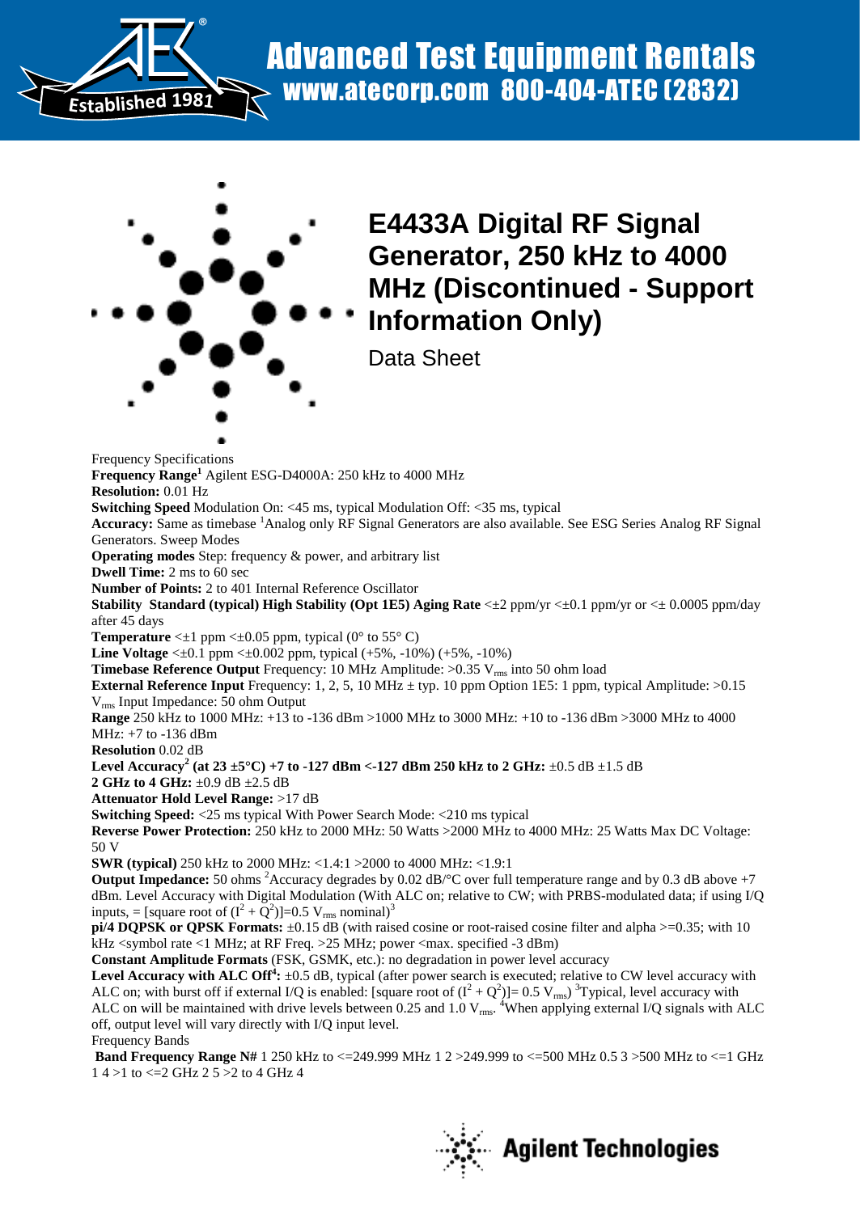# Advanced Test Equipment Rentals

www.atecorp.com 800-404-ATEC (2832)

Established 1981

# E4433A Digital RF Signal Generator, 250 kHz to 4000 MHz (Discontinued - Support Information Only)

Data Sheet

Frequency Specifications

**Frequency Range**[1] Agilent ESG-D4000A: 250 kHz to 4000 MHz

**Resolution:** 0.01 Hz

**Switching Speed** Modulation On: <45 ms, typical Modulation Off: <35 ms, typical

**Accuracy:** Same as timebase [1]Analog only RF Signal Generators are also available. See ESG Series Analog RF Signal Generators. Sweep Modes

**Operating modes** Step: frequency & power, and arbitrary list

**Dwell Time:** 2 ms to 60 sec

**Number of Points:** 2 to 401 Internal Reference Oscillator

**Stability Standard (typical) High Stability (Opt 1E5) Aging Rate** <±2 ppm/yr <±0.1 ppm/yr or <± 0.0005 ppm/day after 45 days

**Temperature** <±1 ppm <±0.05 ppm, typical (0° to 55° C)

**Line Voltage** <±0.1 ppm <±0.002 ppm, typical (+5%, -10%) (+5%, -10%)

**Timebase Reference Output** Frequency: 10 MHz Amplitude: >0.35 $V_{rms}$ into 50 ohm load

**External Reference Input** Frequency: 1, 2, 5, 10 MHz ± typ. 10 ppm Option 1E5: 1 ppm, typical Amplitude: >0.15 $V_{rms}$ Input Impedance: 50 ohm Output

**Range** 250 kHz to 1000 MHz: +13 to -136 dBm >1000 MHz to 3000 MHz: +10 to -136 dBm >3000 MHz to 4000 MHz: +7 to -136 dBm

**Resolution** 0.02 dB

**Level Accuracy[2] (at 23 ±5°C) +7 to -127 dBm <-127 dBm 250 kHz to 2 GHz:** ±0.5 dB ±1.5 dB

**2 GHz to 4 GHz:** ±0.9 dB ±2.5 dB

**Attenuator Hold Level Range:** >17 dB

**Switching Speed:** <25 ms typical With Power Search Mode: <210 ms typical

**Reverse Power Protection:** 250 kHz to 2000 MHz: 50 Watts >2000 MHz to 4000 MHz: 25 Watts Max DC Voltage: 50 V

**SWR (typical)** 250 kHz to 2000 MHz: <1.4:1 >2000 to 4000 MHz: <1.9:1

**Output Impedance:** 50 ohms [2]Accuracy degrades by 0.02 dB/°C over full temperature range and by 0.3 dB above +7 dBm. Level Accuracy with Digital Modulation (With ALC on; relative to CW; with PRBS-modulated data; if using I/Q inputs, = [square root of $(I^2 + Q^2)$]=0.5 $V_{rms}$ nominal)[3]

**pi/4 DQPSK or QPSK Formats:** ±0.15 dB (with raised cosine or root-raised cosine filter and alpha >=0.35; with 10 kHz <symbol rate <1 MHz; at RF Freq. >25 MHz; power <max. specified -3 dBm)

**Constant Amplitude Formats** (FSK, GSMK, etc.): no degradation in power level accuracy

**Level Accuracy with ALC Off[4]:** ±0.5 dB, typical (after power search is executed; relative to CW level accuracy with ALC on; with burst off if external I/Q is enabled: [square root of $(I^2 + Q^2)$]= 0.5 $V_{rms}$) [3]Typical, level accuracy with ALC on will be maintained with drive levels between 0.25 and 1.0 $V_{rms}$. [4]When applying external I/Q signals with ALC off, output level will vary directly with I/Q input level.

Frequency Bands

**Band Frequency Range N#** 1 250 kHz to <=249.999 MHz 1 2 >249.999 to <=500 MHz 0.5 3 >500 MHz to <=1 GHz 1 4 >1 to <=2 GHz 2 5 >2 to 4 GHz 4

Agilent Technologies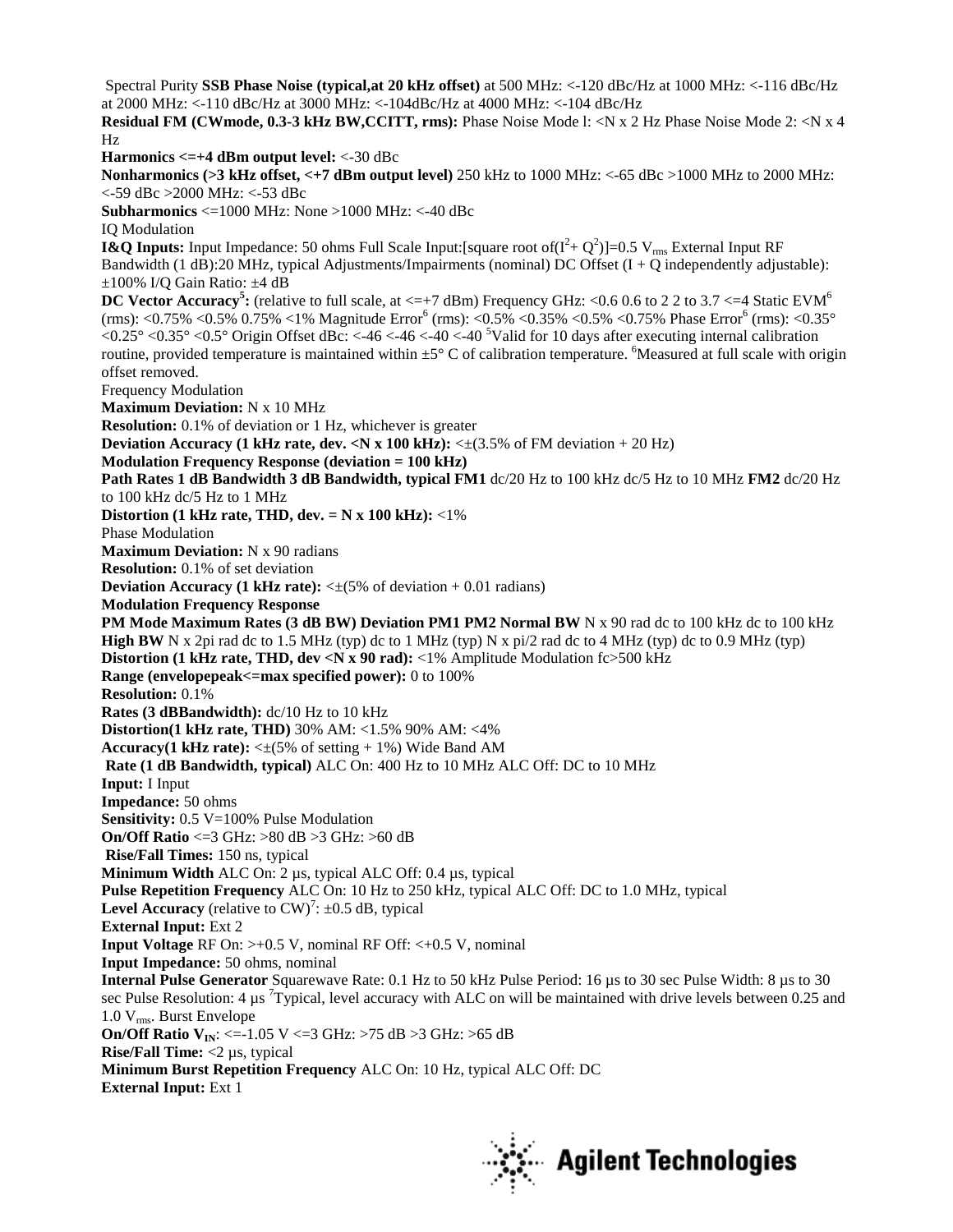Spectral Purity **SSB Phase Noise (typical,at 20 kHz offset)** at 500 MHz: <-120 dBc/Hz at 1000 MHz: <-116 dBc/Hz at 2000 MHz: <-110 dBc/Hz at 3000 MHz: <-104dBc/Hz at 4000 MHz: <-104 dBc/Hz

**Residual FM (CWmode, 0.3-3 kHz BW,CCITT, rms):** Phase Noise Mode l: <N x 2 Hz Phase Noise Mode 2: <N x 4 Hz

**Harmonics <=+4 dBm output level:** <-30 dBc

**Nonharmonics (>3 kHz offset, <+7 dBm output level)** 250 kHz to 1000 MHz: <-65 dBc >1000 MHz to 2000 MHz: <-59 dBc >2000 MHz: <-53 dBc

**Subharmonics** <=1000 MHz: None >1000 MHz: <-40 dBc

IQ Modulation

**I&Q Inputs:** Input Impedance: 50 ohms Full Scale Input:[square root of$(I^2+ Q^2)$]=0.5 $V_{rms}$ External Input RF Bandwidth (1 dB):20 MHz, typical Adjustments/Impairments (nominal) DC Offset (I + Q independently adjustable): ±100% I/Q Gain Ratio: ±4 dB

**DC Vector Accuracy[5]:** (relative to full scale, at <=+7 dBm) Frequency GHz: <0.6 0.6 to 2 2 to 3.7 <=4 Static EVM[6] (rms): <0.75% <0.5% 0.75% <1% Magnitude Error[6] (rms): <0.5% <0.35% <0.5% <0.75% Phase Error[6] (rms): <0.35° <0.25° <0.35° <0.5° Origin Offset dBc: <-46 <-46 <-40 <-40 [5]Valid for 10 days after executing internal calibration routine, provided temperature is maintained within ±5° C of calibration temperature. [6]Measured at full scale with origin offset removed.

Frequency Modulation

**Maximum Deviation:** N x 10 MHz

**Resolution:** 0.1% of deviation or 1 Hz, whichever is greater

**Deviation Accuracy (1 kHz rate, dev. <N x 100 kHz):** <±(3.5% of FM deviation + 20 Hz)

**Modulation Frequency Response (deviation = 100 kHz)**

**Path Rates 1 dB Bandwidth 3 dB Bandwidth, typical FM1** dc/20 Hz to 100 kHz dc/5 Hz to 10 MHz **FM2** dc/20 Hz to 100 kHz dc/5 Hz to 1 MHz

**Distortion (1 kHz rate, THD, dev. = N x 100 kHz):** <1%

Phase Modulation

**Maximum Deviation:** N x 90 radians

**Resolution:** 0.1% of set deviation

**Deviation Accuracy (1 kHz rate):** <±(5% of deviation + 0.01 radians)

**Modulation Frequency Response**

**PM Mode Maximum Rates (3 dB BW) Deviation PM1 PM2 Normal BW** N x 90 rad dc to 100 kHz dc to 100 kHz **High BW** N x 2pi rad dc to 1.5 MHz (typ) dc to 1 MHz (typ) N x pi/2 rad dc to 4 MHz (typ) dc to 0.9 MHz (typ)

**Distortion (1 kHz rate, THD, dev <N x 90 rad):** <1% Amplitude Modulation fc>500 kHz

**Range (envelopepeak<=max specified power):** 0 to 100%

**Resolution:** 0.1%

**Rates (3 dBBandwidth):** dc/10 Hz to 10 kHz

**Distortion(1 kHz rate, THD)** 30% AM: <1.5% 90% AM: <4%

**Accuracy(1 kHz rate):** <±(5% of setting + 1%) Wide Band AM

**Rate (1 dB Bandwidth, typical)** ALC On: 400 Hz to 10 MHz ALC Off: DC to 10 MHz

**Input:** I Input

**Impedance:** 50 ohms

**Sensitivity:** 0.5 V=100% Pulse Modulation

**On/Off Ratio** <=3 GHz: >80 dB >3 GHz: >60 dB

**Rise/Fall Times:** 150 ns, typical

**Minimum Width** ALC On: 2 µs, typical ALC Off: 0.4 µs, typical

**Pulse Repetition Frequency** ALC On: 10 Hz to 250 kHz, typical ALC Off: DC to 1.0 MHz, typical

**Level Accuracy** (relative to CW)[7]: ±0.5 dB, typical

**External Input:** Ext 2

**Input Voltage** RF On: >+0.5 V, nominal RF Off: <+0.5 V, nominal

**Input Impedance:** 50 ohms, nominal

**Internal Pulse Generator** Squarewave Rate: 0.1 Hz to 50 kHz Pulse Period: 16 µs to 30 sec Pulse Width: 8 µs to 30 sec Pulse Resolution: 4 µs [7]Typical, level accuracy with ALC on will be maintained with drive levels between 0.25 and 1.0 $V_{rms}$. Burst Envelope

**On/Off Ratio $V_{IN}$**: <=-1.05 V <=3 GHz: >75 dB >3 GHz: >65 dB

**Rise/Fall Time:** <2 µs, typical

**Minimum Burst Repetition Frequency** ALC On: 10 Hz, typical ALC Off: DC

**External Input:** Ext 1

Agilent Technologies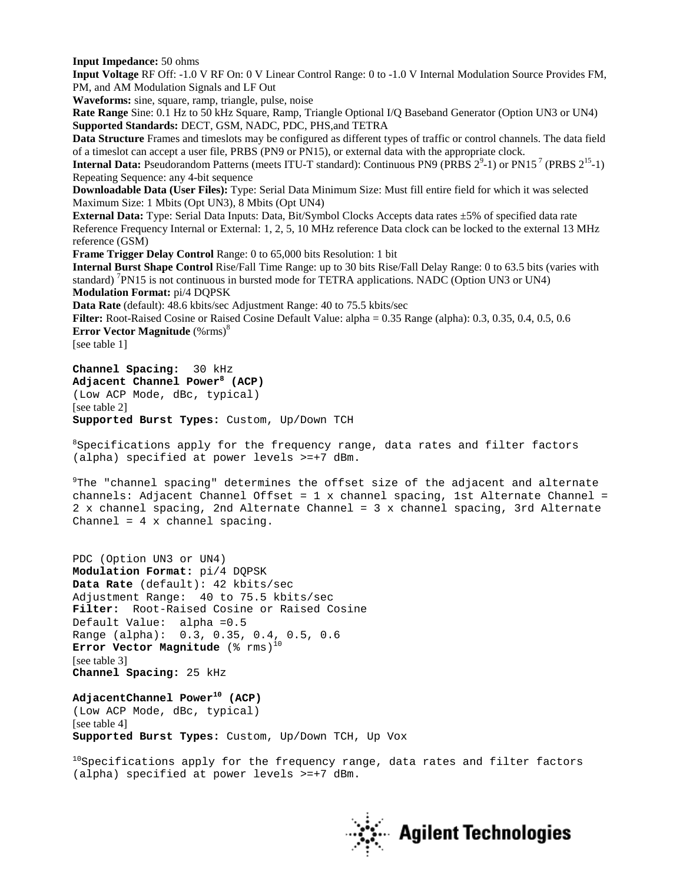**Input Impedance:** 50 ohms

**Input Voltage** RF Off: -1.0 V RF On: 0 V Linear Control Range: 0 to -1.0 V Internal Modulation Source Provides FM, PM, and AM Modulation Signals and LF Out

**Waveforms:** sine, square, ramp, triangle, pulse, noise

**Rate Range** Sine: 0.1 Hz to 50 kHz Square, Ramp, Triangle Optional I/Q Baseband Generator (Option UN3 or UN4)

**Supported Standards:** DECT, GSM, NADC, PDC, PHS,and TETRA

**Data Structure** Frames and timeslots may be configured as different types of traffic or control channels. The data field of a timeslot can accept a user file, PRBS (PN9 or PN15), or external data with the appropriate clock.

**Internal Data:** Pseudorandom Patterns (meets ITU-T standard): Continuous PN9 (PRBS $2^9$-1) or PN15 [7] (PRBS $2^{15}$-1) Repeating Sequence: any 4-bit sequence

**Downloadable Data (User Files):** Type: Serial Data Minimum Size: Must fill entire field for which it was selected Maximum Size: 1 Mbits (Opt UN3), 8 Mbits (Opt UN4)

**External Data:** Type: Serial Data Inputs: Data, Bit/Symbol Clocks Accepts data rates ±5% of specified data rate Reference Frequency Internal or External: 1, 2, 5, 10 MHz reference Data clock can be locked to the external 13 MHz reference (GSM)

**Frame Trigger Delay Control** Range: 0 to 65,000 bits Resolution: 1 bit

**Internal Burst Shape Control** Rise/Fall Time Range: up to 30 bits Rise/Fall Delay Range: 0 to 63.5 bits (varies with standard) [7]PN15 is not continuous in bursted mode for TETRA applications. NADC (Option UN3 or UN4)

**Modulation Format:** pi/4 DQPSK

**Data Rate** (default): 48.6 kbits/sec Adjustment Range: 40 to 75.5 kbits/sec

**Filter:** Root-Raised Cosine or Raised Cosine Default Value: alpha = 0.35 Range (alpha): 0.3, 0.35, 0.4, 0.5, 0.6

**Error Vector Magnitude** (%rms)[8]

[see table 1]

**Channel Spacing:** 30 kHz

**Adjacent Channel Power[8] (ACP)**
(Low ACP Mode, dBc, typical)
[see table 2]

**Supported Burst Types:** Custom, Up/Down TCH

[8]Specifications apply for the frequency range, data rates and filter factors (alpha) specified at power levels >=+7 dBm.

[9]The "channel spacing" determines the offset size of the adjacent and alternate channels: Adjacent Channel Offset = 1 x channel spacing, 1st Alternate Channel = 2 x channel spacing, 2nd Alternate Channel = 3 x channel spacing, 3rd Alternate Channel = 4 x channel spacing.

PDC (Option UN3 or UN4)

**Modulation Format:** pi/4 DQPSK

**Data Rate** (default): 42 kbits/sec
Adjustment Range: 40 to 75.5 kbits/sec

**Filter:** Root-Raised Cosine or Raised Cosine
Default Value: alpha =0.5
Range (alpha): 0.3, 0.35, 0.4, 0.5, 0.6

**Error Vector Magnitude** (% rms)[10]

[see table 3]

**Channel Spacing:** 25 kHz

**AdjacentChannel Power[10] (ACP)**
(Low ACP Mode, dBc, typical)
[see table 4]

**Supported Burst Types:** Custom, Up/Down TCH, Up Vox

[10]Specifications apply for the frequency range, data rates and filter factors (alpha) specified at power levels >=+7 dBm.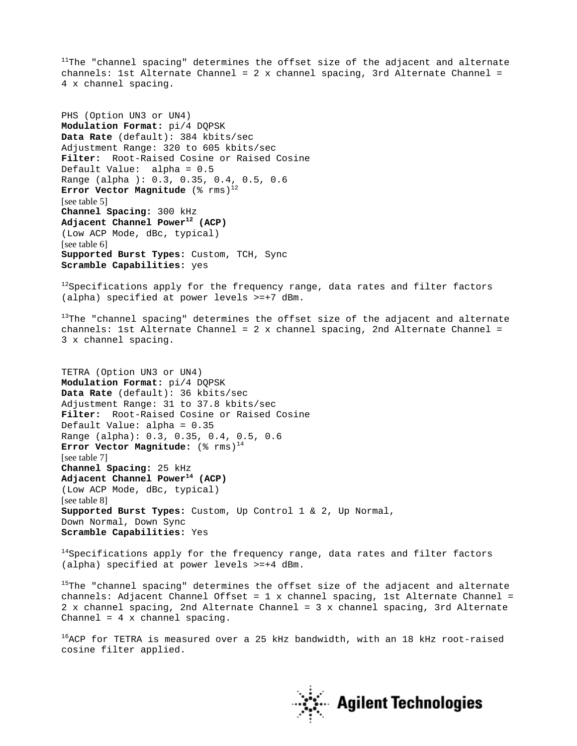[11]The "channel spacing" determines the offset size of the adjacent and alternate channels: 1st Alternate Channel = 2 x channel spacing, 3rd Alternate Channel = 4 x channel spacing.

PHS (Option UN3 or UN4)
**Modulation Format:** pi/4 DQPSK
**Data Rate** (default): 384 kbits/sec
Adjustment Range: 320 to 605 kbits/sec
**Filter:** Root-Raised Cosine or Raised Cosine
Default Value: alpha = 0.5
Range (alpha ): 0.3, 0.35, 0.4, 0.5, 0.6
**Error Vector Magnitude** (% rms)[12]
[see table 5]
**Channel Spacing:** 300 kHz
**Adjacent Channel Power[12] (ACP)**
(Low ACP Mode, dBc, typical)
[see table 6]
**Supported Burst Types:** Custom, TCH, Sync
**Scramble Capabilities:** yes

[12]Specifications apply for the frequency range, data rates and filter factors (alpha) specified at power levels >=+7 dBm.

[13]The "channel spacing" determines the offset size of the adjacent and alternate channels: 1st Alternate Channel = 2 x channel spacing, 2nd Alternate Channel = 3 x channel spacing.

TETRA (Option UN3 or UN4)
**Modulation Format:** pi/4 DQPSK
**Data Rate** (default): 36 kbits/sec
Adjustment Range: 31 to 37.8 kbits/sec
**Filter:** Root-Raised Cosine or Raised Cosine
Default Value: alpha = 0.35
Range (alpha): 0.3, 0.35, 0.4, 0.5, 0.6
**Error Vector Magnitude:** (% rms)[14]
[see table 7]
**Channel Spacing:** 25 kHz
**Adjacent Channel Power[14] (ACP)**
(Low ACP Mode, dBc, typical)
[see table 8]
**Supported Burst Types:** Custom, Up Control 1 & 2, Up Normal, Down Normal, Down Sync
**Scramble Capabilities:** Yes

[14]Specifications apply for the frequency range, data rates and filter factors (alpha) specified at power levels >=+4 dBm.

[15]The "channel spacing" determines the offset size of the adjacent and alternate channels: Adjacent Channel Offset = 1 x channel spacing, 1st Alternate Channel = 2 x channel spacing, 2nd Alternate Channel = 3 x channel spacing, 3rd Alternate Channel = 4 x channel spacing.

[16]ACP for TETRA is measured over a 25 kHz bandwidth, with an 18 kHz root-raised cosine filter applied.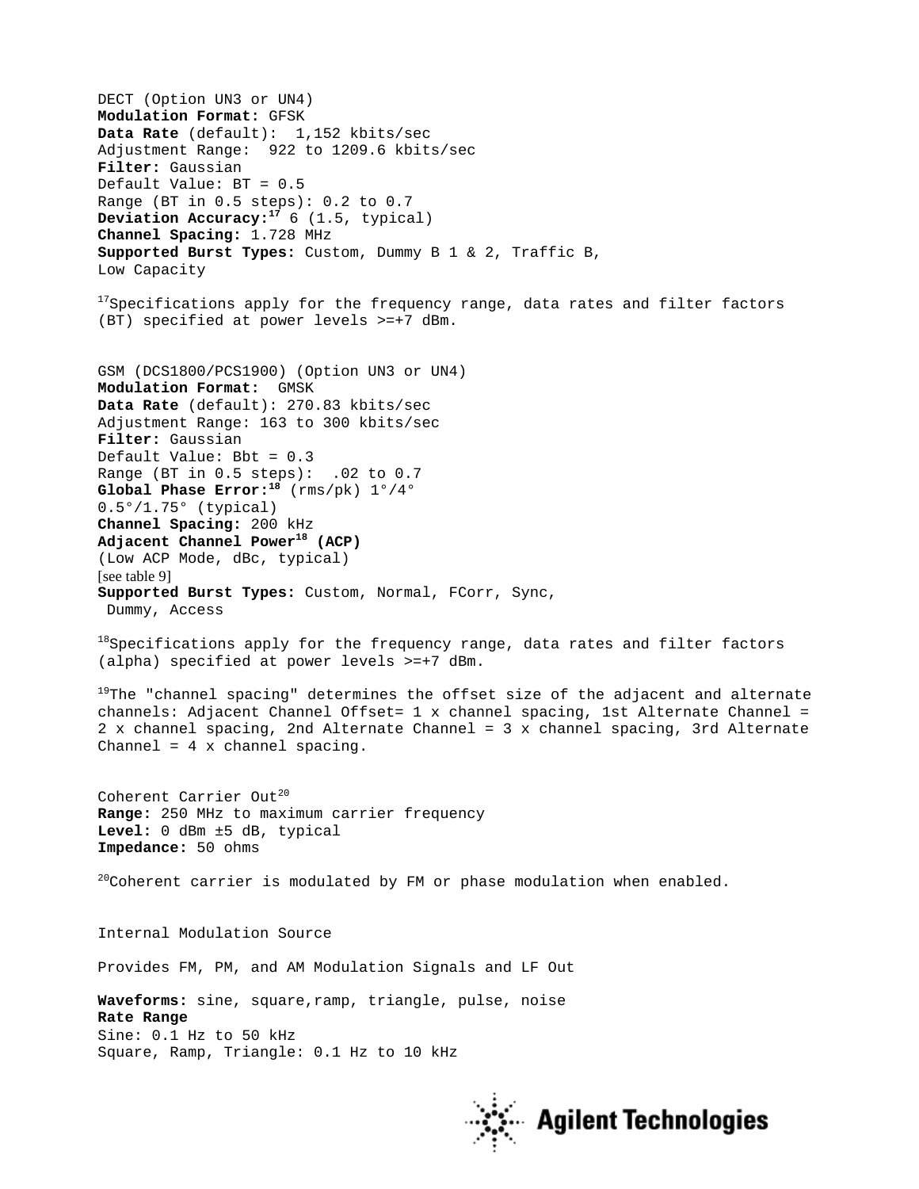DECT (Option UN3 or UN4)

**Modulation Format:** GFSK

**Data Rate** (default): 1,152 kbits/sec

Adjustment Range: 922 to 1209.6 kbits/sec

**Filter:** Gaussian

Default Value: BT = 0.5

Range (BT in 0.5 steps): 0.2 to 0.7

**Deviation Accuracy:**[17] 6 (1.5, typical)

**Channel Spacing:** 1.728 MHz

**Supported Burst Types:** Custom, Dummy B 1 & 2, Traffic B, Low Capacity

[17]Specifications apply for the frequency range, data rates and filter factors (BT) specified at power levels >=+7 dBm.

GSM (DCS1800/PCS1900) (Option UN3 or UN4)

**Modulation Format:** GMSK

**Data Rate** (default): 270.83 kbits/sec

Adjustment Range: 163 to 300 kbits/sec

**Filter:** Gaussian

Default Value: Bbt = 0.3

Range (BT in 0.5 steps): .02 to 0.7

**Global Phase Error:**[18] (rms/pk) 1°/4°

0.5°/1.75° (typical)

**Channel Spacing:** 200 kHz

**Adjacent Channel Power[18] (ACP)**

(Low ACP Mode, dBc, typical)

[see table 9]

**Supported Burst Types:** Custom, Normal, FCorr, Sync, Dummy, Access

[18]Specifications apply for the frequency range, data rates and filter factors (alpha) specified at power levels >=+7 dBm.

[19]The "channel spacing" determines the offset size of the adjacent and alternate channels: Adjacent Channel Offset= 1 x channel spacing, 1st Alternate Channel = 2 x channel spacing, 2nd Alternate Channel = 3 x channel spacing, 3rd Alternate Channel = 4 x channel spacing.

Coherent Carrier Out[20]

**Range:** 250 MHz to maximum carrier frequency

**Level:** 0 dBm ±5 dB, typical

**Impedance:** 50 ohms

[20]Coherent carrier is modulated by FM or phase modulation when enabled.

Internal Modulation Source

Provides FM, PM, and AM Modulation Signals and LF Out

**Waveforms:** sine, square,ramp, triangle, pulse, noise

**Rate Range**

Sine: 0.1 Hz to 50 kHz

Square, Ramp, Triangle: 0.1 Hz to 10 kHz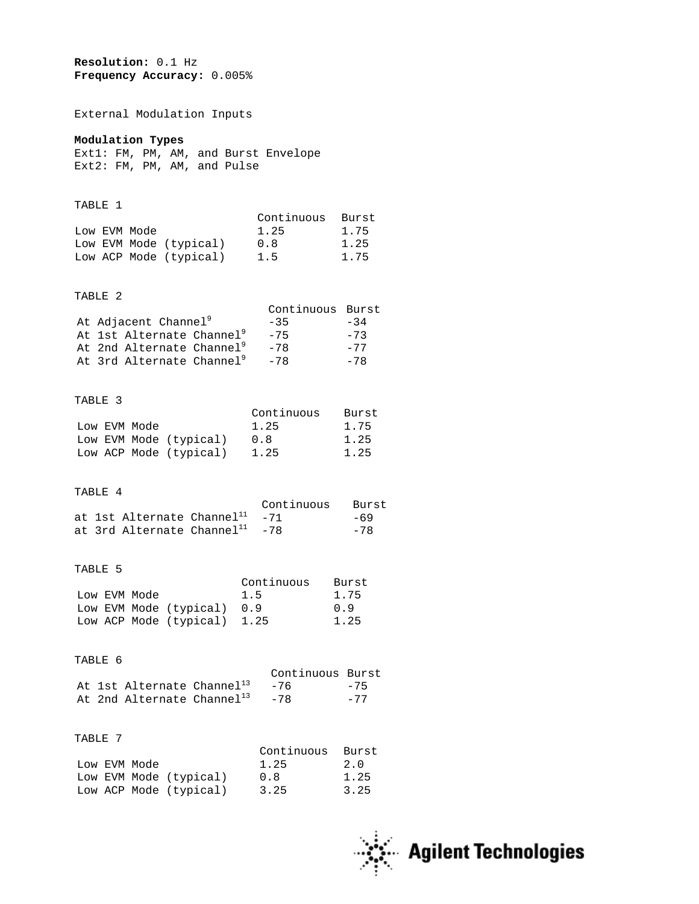**Resolution:** 0.1 Hz
**Frequency Accuracy:** 0.005%

External Modulation Inputs

**Modulation Types**
Ext1: FM, PM, AM, and Burst Envelope
Ext2: FM, PM, AM, and Pulse

TABLE 1

| | Continuous | Burst |
|---|---|---|
| Low EVM Mode | 1.25 | 1.75 |
| Low EVM Mode (typical) | 0.8 | 1.25 |
| Low ACP Mode (typical) | 1.5 | 1.75 |

TABLE 2

| | Continuous | Burst |
|---|---|---|
| At Adjacent Channel[9] | -35 | -34 |
| At 1st Alternate Channel[9] | -75 | -73 |
| At 2nd Alternate Channel[9] | -78 | -77 |
| At 3rd Alternate Channel[9] | -78 | -78 |

TABLE 3

| | Continuous | Burst |
|---|---|---|
| Low EVM Mode | 1.25 | 1.75 |
| Low EVM Mode (typical) | 0.8 | 1.25 |
| Low ACP Mode (typical) | 1.25 | 1.25 |

TABLE 4

| | Continuous | Burst |
|---|---|---|
| at 1st Alternate Channel[11] | -71 | -69 |
| at 3rd Alternate Channel[11] | -78 | -78 |

TABLE 5

| | Continuous | Burst |
|---|---|---|
| Low EVM Mode | 1.5 | 1.75 |
| Low EVM Mode (typical) | 0.9 | 0.9 |
| Low ACP Mode (typical) | 1.25 | 1.25 |

TABLE 6

| | Continuous | Burst |
|---|---|---|
| At 1st Alternate Channel[13] | -76 | -75 |
| At 2nd Alternate Channel[13] | -78 | -77 |

TABLE 7

| | Continuous | Burst |
|---|---|---|
| Low EVM Mode | 1.25 | 2.0 |
| Low EVM Mode (typical) | 0.8 | 1.25 |
| Low ACP Mode (typical) | 3.25 | 3.25 |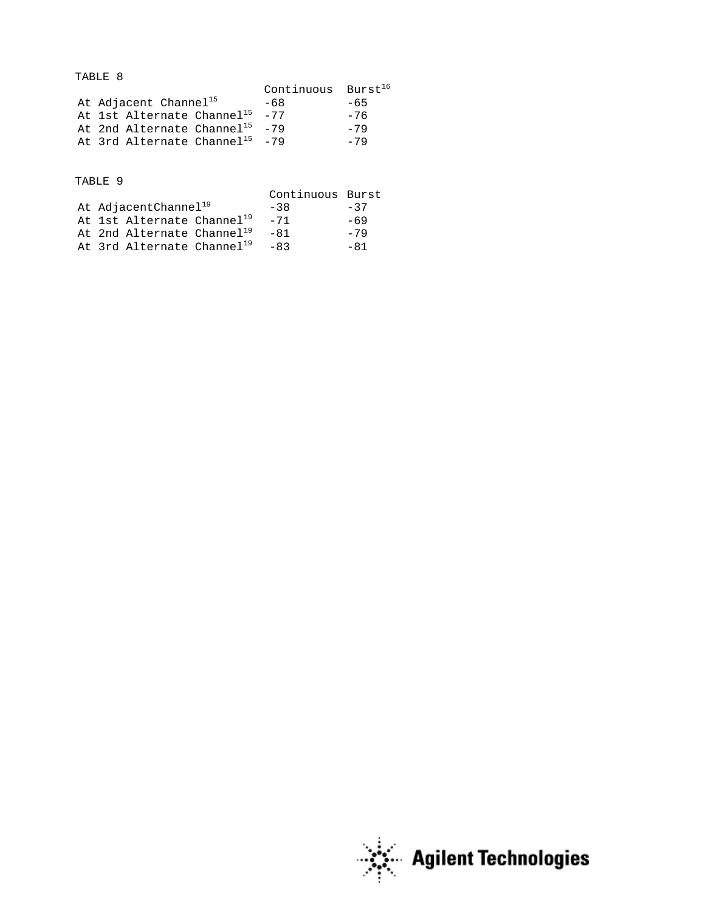TABLE 8

| | Continuous | Burst[16] |
|---|---|---|
| At Adjacent Channel[15] | -68 | -65 |
| At 1st Alternate Channel[15] | -77 | -76 |
| At 2nd Alternate Channel[15] | -79 | -79 |
| At 3rd Alternate Channel[15] | -79 | -79 |

TABLE 9

| | Continuous | Burst |
|---|---|---|
| At AdjacentChannel[19] | -38 | -37 |
| At 1st Alternate Channel[19] | -71 | -69 |
| At 2nd Alternate Channel[19] | -81 | -79 |
| At 3rd Alternate Channel[19] | -83 | -81 |

Agilent Technologies